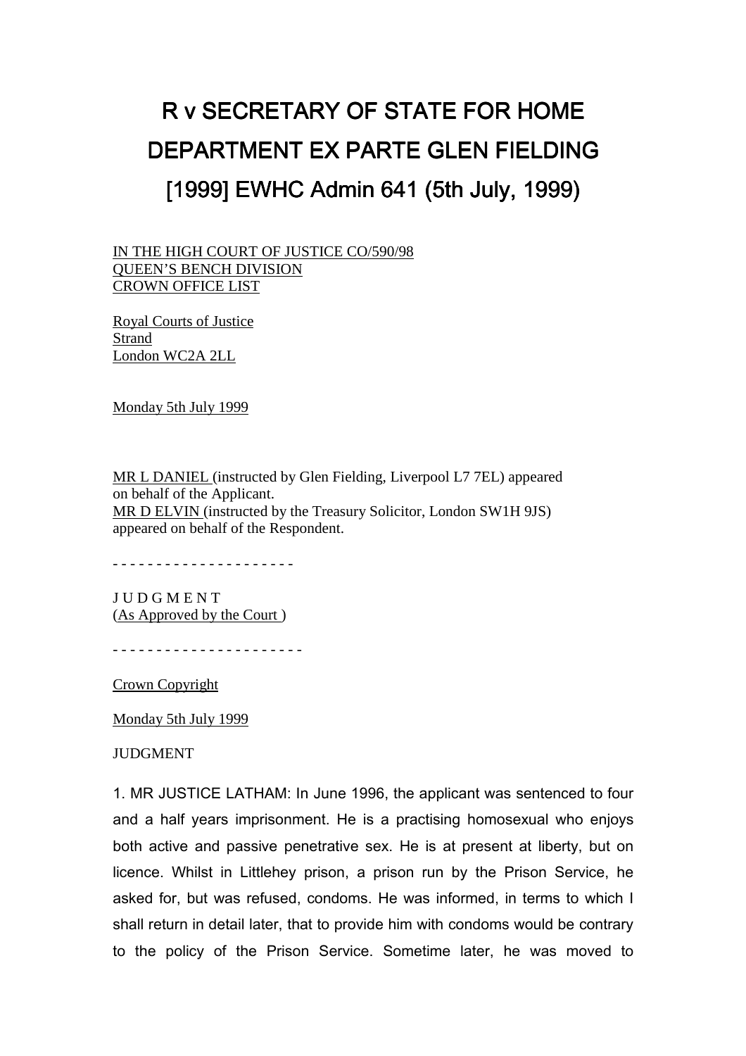# R v SECRETARY OF STATE FOR HOME DEPARTMENT EX PARTE GLEN FIELDING [1999] EWHC Admin 641 (5th July, 1999)

IN THE HIGH COURT OF JUSTICE CO/590/98
QUEEN'S BENCH DIVISION
CROWN OFFICE LIST

Royal Courts of Justice
Strand
London WC2A 2LL

Monday 5th July 1999

MR L DANIEL (instructed by Glen Fielding, Liverpool L7 7EL) appeared on behalf of the Applicant.
MR D ELVIN (instructed by the Treasury Solicitor, London SW1H 9JS) appeared on behalf of the Respondent.

- - - - - - - - - - - - - - - - - - - - -

J U D G M E N T
(As Approved by the Court )

- - - - - - - - - - - - - - - - - - - - - -

Crown Copyright

Monday 5th July 1999

JUDGMENT

1. MR JUSTICE LATHAM: In June 1996, the applicant was sentenced to four and a half years imprisonment. He is a practising homosexual who enjoys both active and passive penetrative sex. He is at present at liberty, but on licence. Whilst in Littlehey prison, a prison run by the Prison Service, he asked for, but was refused, condoms. He was informed, in terms to which I shall return in detail later, that to provide him with condoms would be contrary to the policy of the Prison Service. Sometime later, he was moved to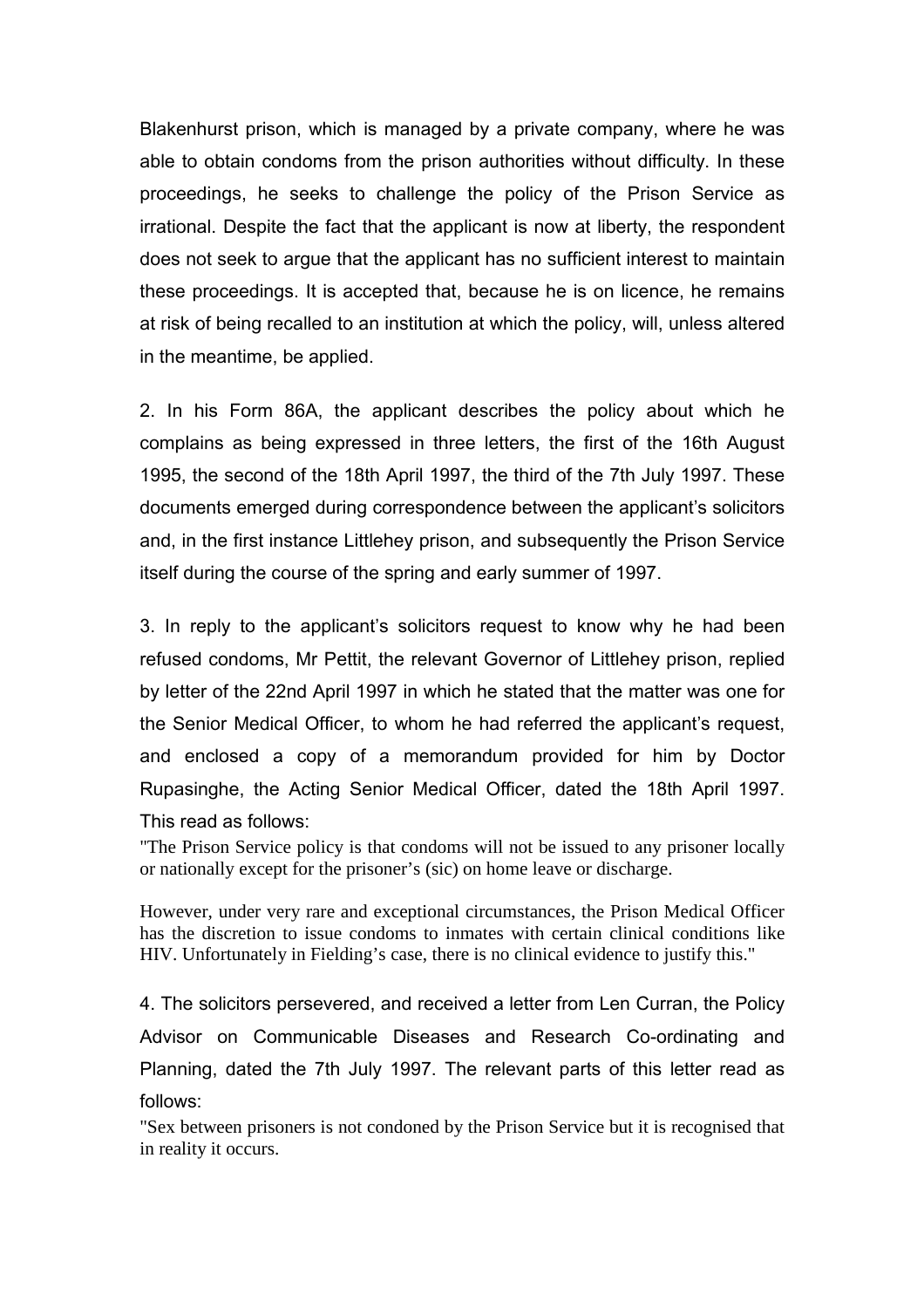Blakenhurst prison, which is managed by a private company, where he was able to obtain condoms from the prison authorities without difficulty. In these proceedings, he seeks to challenge the policy of the Prison Service as irrational. Despite the fact that the applicant is now at liberty, the respondent does not seek to argue that the applicant has no sufficient interest to maintain these proceedings. It is accepted that, because he is on licence, he remains at risk of being recalled to an institution at which the policy, will, unless altered in the meantime, be applied.

2. In his Form 86A, the applicant describes the policy about which he complains as being expressed in three letters, the first of the 16th August 1995, the second of the 18th April 1997, the third of the 7th July 1997. These documents emerged during correspondence between the applicant's solicitors and, in the first instance Littlehey prison, and subsequently the Prison Service itself during the course of the spring and early summer of 1997.

3. In reply to the applicant's solicitors request to know why he had been refused condoms, Mr Pettit, the relevant Governor of Littlehey prison, replied by letter of the 22nd April 1997 in which he stated that the matter was one for the Senior Medical Officer, to whom he had referred the applicant's request, and enclosed a copy of a memorandum provided for him by Doctor Rupasinghe, the Acting Senior Medical Officer, dated the 18th April 1997. This read as follows:

"The Prison Service policy is that condoms will not be issued to any prisoner locally or nationally except for the prisoner's (sic) on home leave or discharge.

However, under very rare and exceptional circumstances, the Prison Medical Officer has the discretion to issue condoms to inmates with certain clinical conditions like HIV. Unfortunately in Fielding's case, there is no clinical evidence to justify this."

4. The solicitors persevered, and received a letter from Len Curran, the Policy Advisor on Communicable Diseases and Research Co-ordinating and Planning, dated the 7th July 1997. The relevant parts of this letter read as follows:

"Sex between prisoners is not condoned by the Prison Service but it is recognised that in reality it occurs.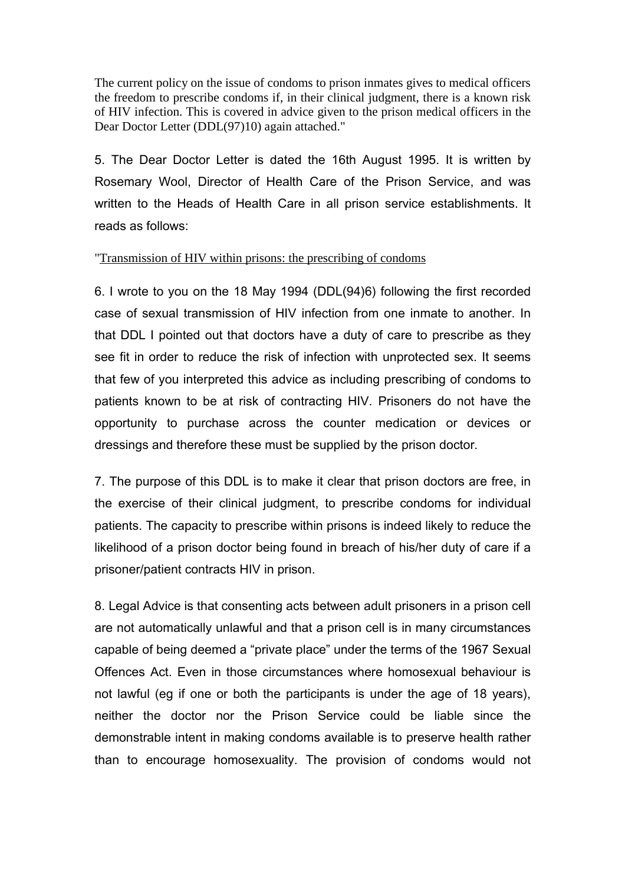The current policy on the issue of condoms to prison inmates gives to medical officers the freedom to prescribe condoms if, in their clinical judgment, there is a known risk of HIV infection. This is covered in advice given to the prison medical officers in the Dear Doctor Letter (DDL(97)10) again attached."

5. The Dear Doctor Letter is dated the 16th August 1995. It is written by Rosemary Wool, Director of Health Care of the Prison Service, and was written to the Heads of Health Care in all prison service establishments. It reads as follows:

"Transmission of HIV within prisons: the prescribing of condoms

6. I wrote to you on the 18 May 1994 (DDL(94)6) following the first recorded case of sexual transmission of HIV infection from one inmate to another. In that DDL I pointed out that doctors have a duty of care to prescribe as they see fit in order to reduce the risk of infection with unprotected sex. It seems that few of you interpreted this advice as including prescribing of condoms to patients known to be at risk of contracting HIV. Prisoners do not have the opportunity to purchase across the counter medication or devices or dressings and therefore these must be supplied by the prison doctor.

7. The purpose of this DDL is to make it clear that prison doctors are free, in the exercise of their clinical judgment, to prescribe condoms for individual patients. The capacity to prescribe within prisons is indeed likely to reduce the likelihood of a prison doctor being found in breach of his/her duty of care if a prisoner/patient contracts HIV in prison.

8. Legal Advice is that consenting acts between adult prisoners in a prison cell are not automatically unlawful and that a prison cell is in many circumstances capable of being deemed a "private place" under the terms of the 1967 Sexual Offences Act. Even in those circumstances where homosexual behaviour is not lawful (eg if one or both the participants is under the age of 18 years), neither the doctor nor the Prison Service could be liable since the demonstrable intent in making condoms available is to preserve health rather than to encourage homosexuality. The provision of condoms would not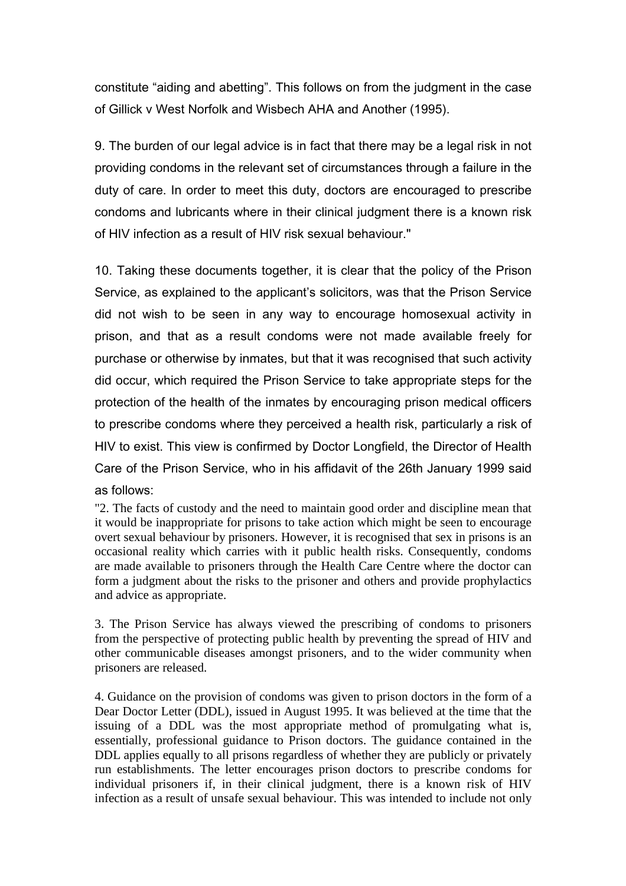constitute "aiding and abetting". This follows on from the judgment in the case of Gillick v West Norfolk and Wisbech AHA and Another (1995).

9. The burden of our legal advice is in fact that there may be a legal risk in not providing condoms in the relevant set of circumstances through a failure in the duty of care. In order to meet this duty, doctors are encouraged to prescribe condoms and lubricants where in their clinical judgment there is a known risk of HIV infection as a result of HIV risk sexual behaviour."

10. Taking these documents together, it is clear that the policy of the Prison Service, as explained to the applicant's solicitors, was that the Prison Service did not wish to be seen in any way to encourage homosexual activity in prison, and that as a result condoms were not made available freely for purchase or otherwise by inmates, but that it was recognised that such activity did occur, which required the Prison Service to take appropriate steps for the protection of the health of the inmates by encouraging prison medical officers to prescribe condoms where they perceived a health risk, particularly a risk of HIV to exist. This view is confirmed by Doctor Longfield, the Director of Health Care of the Prison Service, who in his affidavit of the 26th January 1999 said as follows:

"2. The facts of custody and the need to maintain good order and discipline mean that it would be inappropriate for prisons to take action which might be seen to encourage overt sexual behaviour by prisoners. However, it is recognised that sex in prisons is an occasional reality which carries with it public health risks. Consequently, condoms are made available to prisoners through the Health Care Centre where the doctor can form a judgment about the risks to the prisoner and others and provide prophylactics and advice as appropriate.

3. The Prison Service has always viewed the prescribing of condoms to prisoners from the perspective of protecting public health by preventing the spread of HIV and other communicable diseases amongst prisoners, and to the wider community when prisoners are released.

4. Guidance on the provision of condoms was given to prison doctors in the form of a Dear Doctor Letter (DDL), issued in August 1995. It was believed at the time that the issuing of a DDL was the most appropriate method of promulgating what is, essentially, professional guidance to Prison doctors. The guidance contained in the DDL applies equally to all prisons regardless of whether they are publicly or privately run establishments. The letter encourages prison doctors to prescribe condoms for individual prisoners if, in their clinical judgment, there is a known risk of HIV infection as a result of unsafe sexual behaviour. This was intended to include not only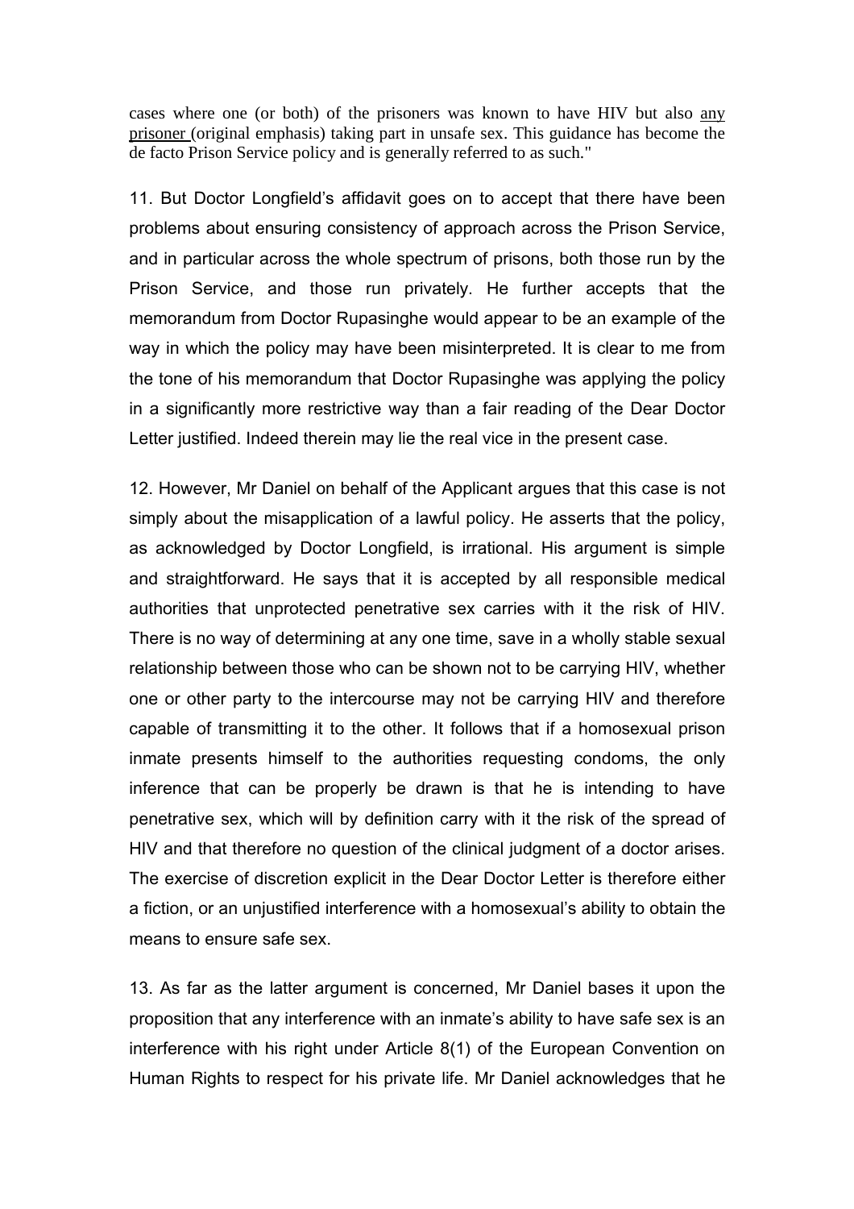cases where one (or both) of the prisoners was known to have HIV but also <u>any prisoner</u> (original emphasis) taking part in unsafe sex. This guidance has become the de facto Prison Service policy and is generally referred to as such."

11. But Doctor Longfield's affidavit goes on to accept that there have been problems about ensuring consistency of approach across the Prison Service, and in particular across the whole spectrum of prisons, both those run by the Prison Service, and those run privately. He further accepts that the memorandum from Doctor Rupasinghe would appear to be an example of the way in which the policy may have been misinterpreted. It is clear to me from the tone of his memorandum that Doctor Rupasinghe was applying the policy in a significantly more restrictive way than a fair reading of the Dear Doctor Letter justified. Indeed therein may lie the real vice in the present case.

12. However, Mr Daniel on behalf of the Applicant argues that this case is not simply about the misapplication of a lawful policy. He asserts that the policy, as acknowledged by Doctor Longfield, is irrational. His argument is simple and straightforward. He says that it is accepted by all responsible medical authorities that unprotected penetrative sex carries with it the risk of HIV. There is no way of determining at any one time, save in a wholly stable sexual relationship between those who can be shown not to be carrying HIV, whether one or other party to the intercourse may not be carrying HIV and therefore capable of transmitting it to the other. It follows that if a homosexual prison inmate presents himself to the authorities requesting condoms, the only inference that can be properly be drawn is that he is intending to have penetrative sex, which will by definition carry with it the risk of the spread of HIV and that therefore no question of the clinical judgment of a doctor arises. The exercise of discretion explicit in the Dear Doctor Letter is therefore either a fiction, or an unjustified interference with a homosexual's ability to obtain the means to ensure safe sex.

13. As far as the latter argument is concerned, Mr Daniel bases it upon the proposition that any interference with an inmate's ability to have safe sex is an interference with his right under Article 8(1) of the European Convention on Human Rights to respect for his private life. Mr Daniel acknowledges that he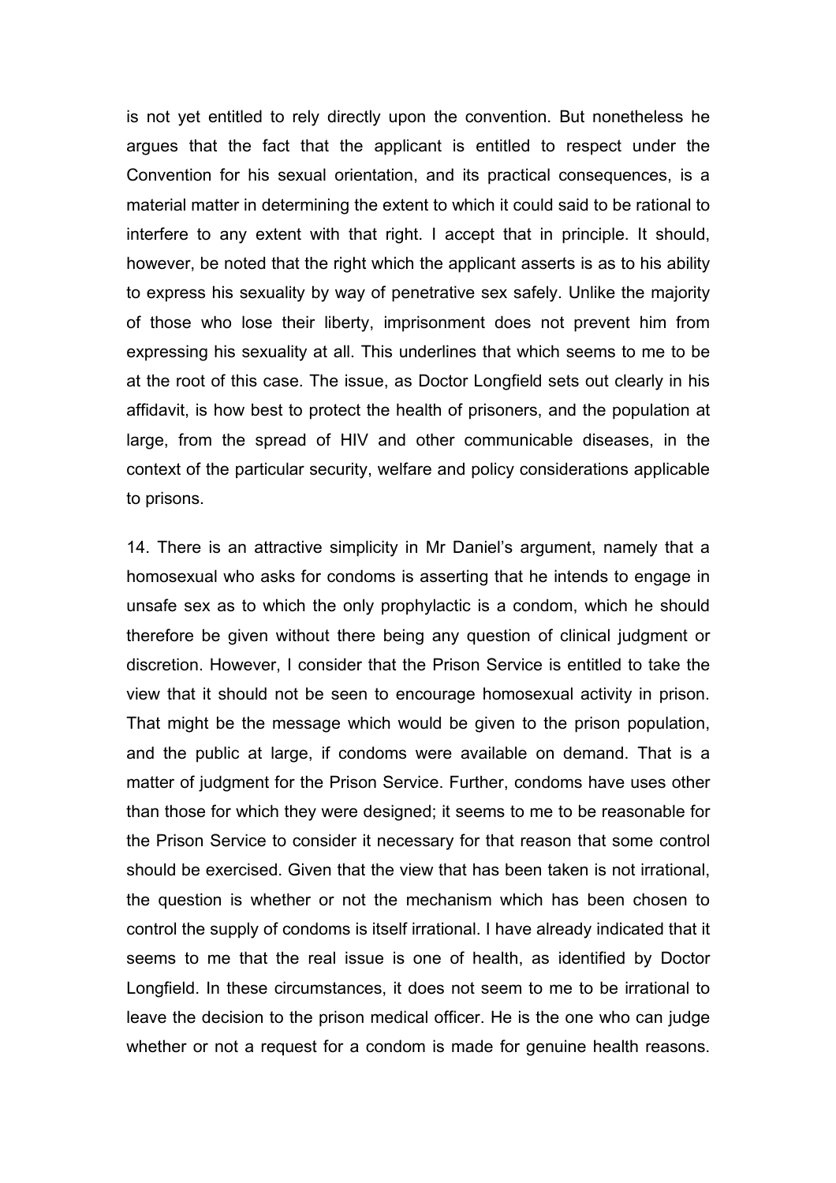is not yet entitled to rely directly upon the convention. But nonetheless he argues that the fact that the applicant is entitled to respect under the Convention for his sexual orientation, and its practical consequences, is a material matter in determining the extent to which it could said to be rational to interfere to any extent with that right. I accept that in principle. It should, however, be noted that the right which the applicant asserts is as to his ability to express his sexuality by way of penetrative sex safely. Unlike the majority of those who lose their liberty, imprisonment does not prevent him from expressing his sexuality at all. This underlines that which seems to me to be at the root of this case. The issue, as Doctor Longfield sets out clearly in his affidavit, is how best to protect the health of prisoners, and the population at large, from the spread of HIV and other communicable diseases, in the context of the particular security, welfare and policy considerations applicable to prisons.

14. There is an attractive simplicity in Mr Daniel's argument, namely that a homosexual who asks for condoms is asserting that he intends to engage in unsafe sex as to which the only prophylactic is a condom, which he should therefore be given without there being any question of clinical judgment or discretion. However, I consider that the Prison Service is entitled to take the view that it should not be seen to encourage homosexual activity in prison. That might be the message which would be given to the prison population, and the public at large, if condoms were available on demand. That is a matter of judgment for the Prison Service. Further, condoms have uses other than those for which they were designed; it seems to me to be reasonable for the Prison Service to consider it necessary for that reason that some control should be exercised. Given that the view that has been taken is not irrational, the question is whether or not the mechanism which has been chosen to control the supply of condoms is itself irrational. I have already indicated that it seems to me that the real issue is one of health, as identified by Doctor Longfield. In these circumstances, it does not seem to me to be irrational to leave the decision to the prison medical officer. He is the one who can judge whether or not a request for a condom is made for genuine health reasons.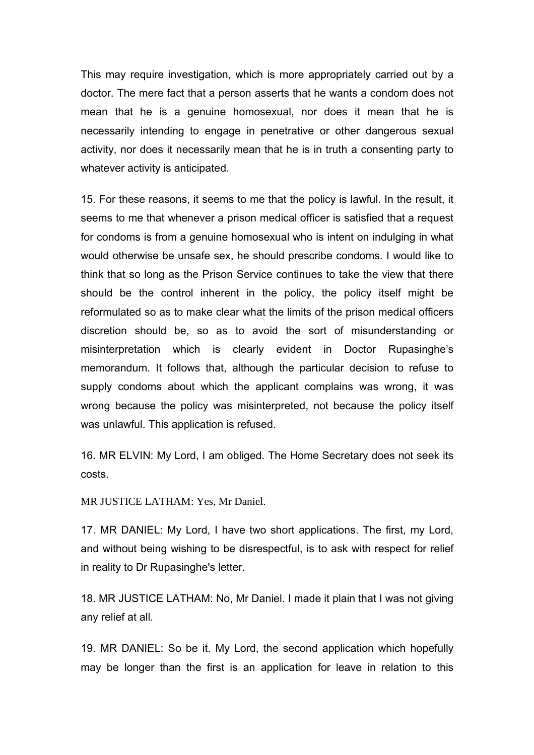This may require investigation, which is more appropriately carried out by a doctor. The mere fact that a person asserts that he wants a condom does not mean that he is a genuine homosexual, nor does it mean that he is necessarily intending to engage in penetrative or other dangerous sexual activity, nor does it necessarily mean that he is in truth a consenting party to whatever activity is anticipated.

15. For these reasons, it seems to me that the policy is lawful. In the result, it seems to me that whenever a prison medical officer is satisfied that a request for condoms is from a genuine homosexual who is intent on indulging in what would otherwise be unsafe sex, he should prescribe condoms. I would like to think that so long as the Prison Service continues to take the view that there should be the control inherent in the policy, the policy itself might be reformulated so as to make clear what the limits of the prison medical officers discretion should be, so as to avoid the sort of misunderstanding or misinterpretation which is clearly evident in Doctor Rupasinghe's memorandum. It follows that, although the particular decision to refuse to supply condoms about which the applicant complains was wrong, it was wrong because the policy was misinterpreted, not because the policy itself was unlawful. This application is refused.

16. MR ELVIN: My Lord, I am obliged. The Home Secretary does not seek its costs.

MR JUSTICE LATHAM: Yes, Mr Daniel.

17. MR DANIEL: My Lord, I have two short applications. The first, my Lord, and without being wishing to be disrespectful, is to ask with respect for relief in reality to Dr Rupasinghe's letter.

18. MR JUSTICE LATHAM: No, Mr Daniel. I made it plain that I was not giving any relief at all.

19. MR DANIEL: So be it. My Lord, the second application which hopefully may be longer than the first is an application for leave in relation to this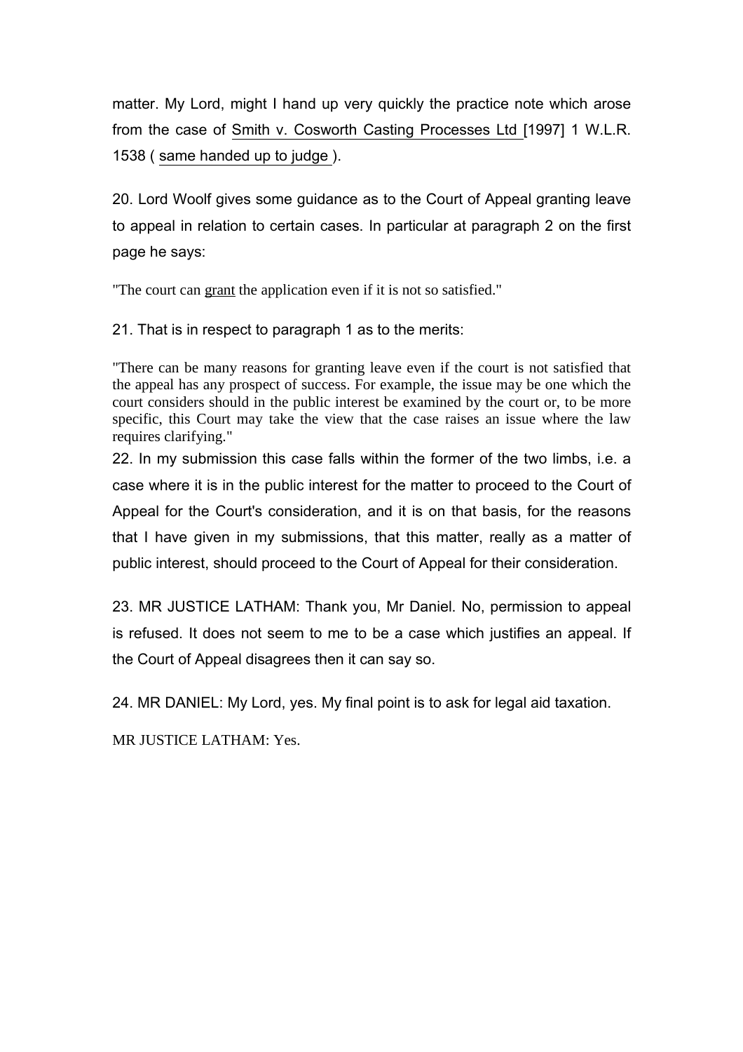matter. My Lord, might I hand up very quickly the practice note which arose from the case of Smith v. Cosworth Casting Processes Ltd [1997] 1 W.L.R. 1538 ( same handed up to judge ).

20. Lord Woolf gives some guidance as to the Court of Appeal granting leave to appeal in relation to certain cases. In particular at paragraph 2 on the first page he says:

"The court can grant the application even if it is not so satisfied."

21. That is in respect to paragraph 1 as to the merits:

"There can be many reasons for granting leave even if the court is not satisfied that the appeal has any prospect of success. For example, the issue may be one which the court considers should in the public interest be examined by the court or, to be more specific, this Court may take the view that the case raises an issue where the law requires clarifying."

22. In my submission this case falls within the former of the two limbs, i.e. a case where it is in the public interest for the matter to proceed to the Court of Appeal for the Court's consideration, and it is on that basis, for the reasons that I have given in my submissions, that this matter, really as a matter of public interest, should proceed to the Court of Appeal for their consideration.

23. MR JUSTICE LATHAM: Thank you, Mr Daniel. No, permission to appeal is refused. It does not seem to me to be a case which justifies an appeal. If the Court of Appeal disagrees then it can say so.

24. MR DANIEL: My Lord, yes. My final point is to ask for legal aid taxation.

MR JUSTICE LATHAM: Yes.